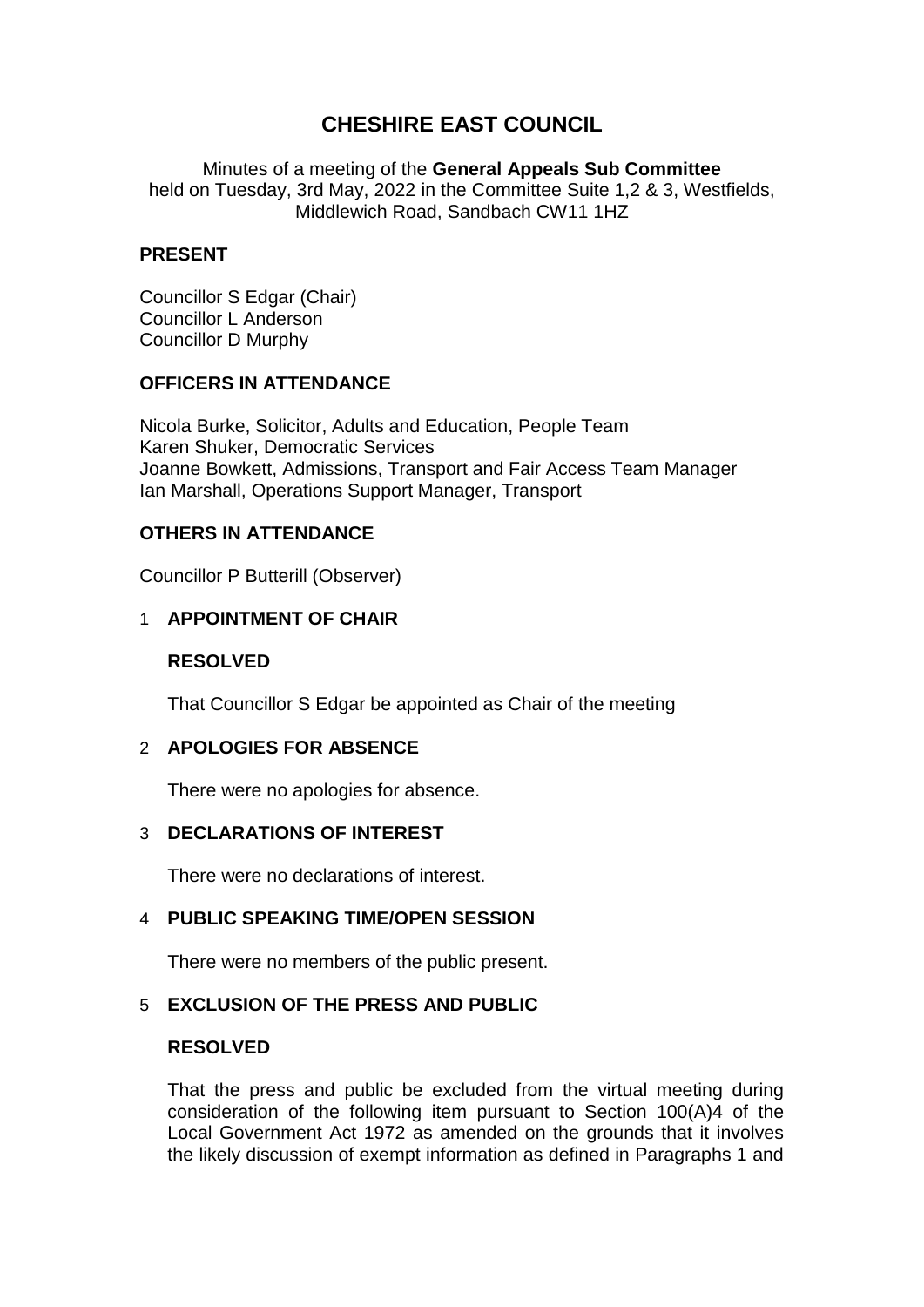# CHESHIRE EAST COUNCIL

Minutes of a meeting of the **General Appeals Sub Committee**
held on Tuesday, 3rd May, 2022 in the Committee Suite 1,2 & 3, Westfields, Middlewich Road, Sandbach CW11 1HZ

## PRESENT

Councillor S Edgar (Chair)
Councillor L Anderson
Councillor D Murphy

## OFFICERS IN ATTENDANCE

Nicola Burke, Solicitor, Adults and Education, People Team
Karen Shuker, Democratic Services
Joanne Bowkett, Admissions, Transport and Fair Access Team Manager
Ian Marshall, Operations Support Manager, Transport

## OTHERS IN ATTENDANCE

Councillor P Butterill (Observer)

## 1 APPOINTMENT OF CHAIR

**RESOLVED**

That Councillor S Edgar be appointed as Chair of the meeting

## 2 APOLOGIES FOR ABSENCE

There were no apologies for absence.

## 3 DECLARATIONS OF INTEREST

There were no declarations of interest.

## 4 PUBLIC SPEAKING TIME/OPEN SESSION

There were no members of the public present.

## 5 EXCLUSION OF THE PRESS AND PUBLIC

**RESOLVED**

That the press and public be excluded from the virtual meeting during consideration of the following item pursuant to Section 100(A)4 of the Local Government Act 1972 as amended on the grounds that it involves the likely discussion of exempt information as defined in Paragraphs 1 and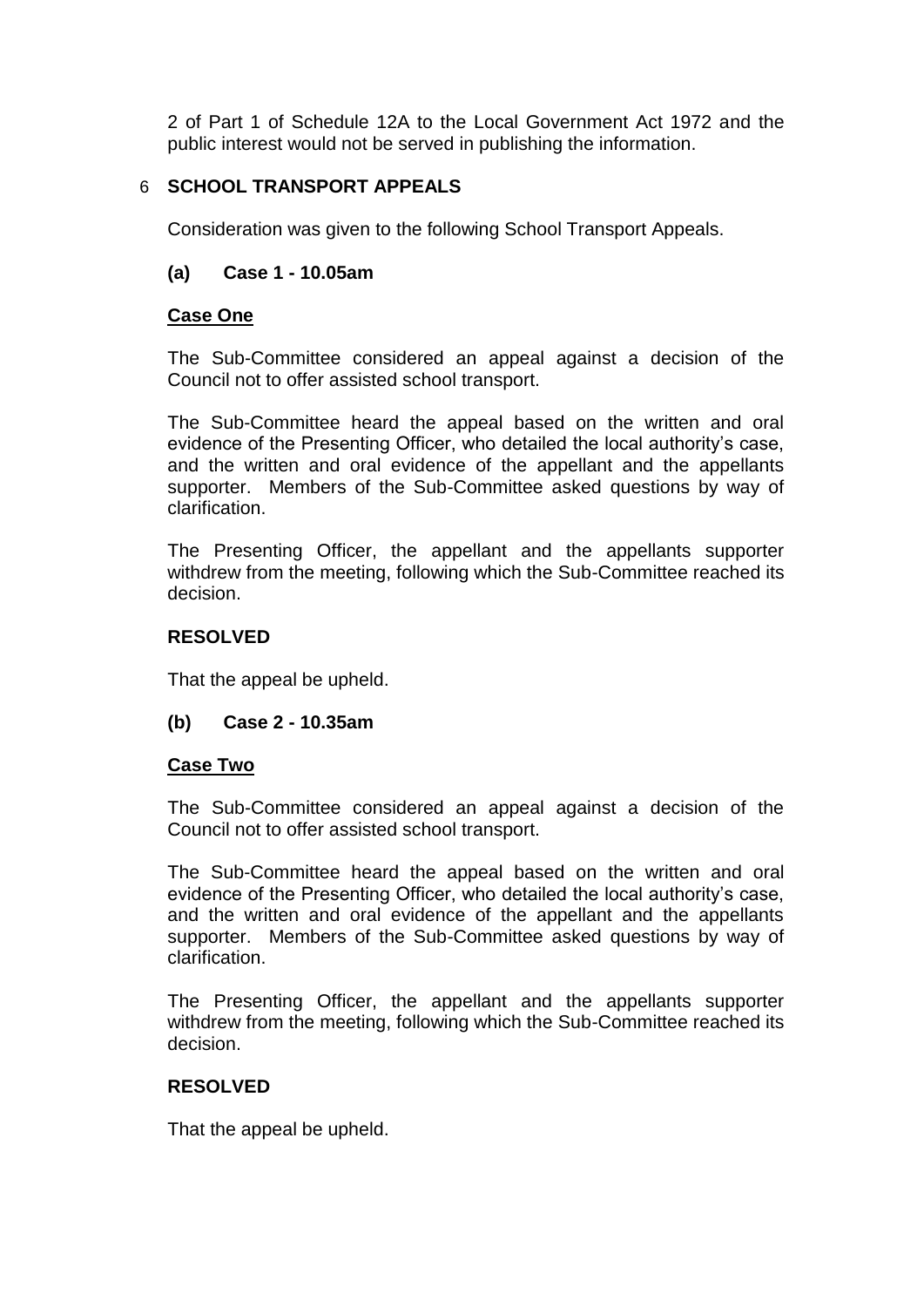2 of Part 1 of Schedule 12A to the Local Government Act 1972 and the public interest would not be served in publishing the information.

## 6 SCHOOL TRANSPORT APPEALS

Consideration was given to the following School Transport Appeals.

### (a) Case 1 - 10.05am

**Case One**

The Sub-Committee considered an appeal against a decision of the Council not to offer assisted school transport.

The Sub-Committee heard the appeal based on the written and oral evidence of the Presenting Officer, who detailed the local authority's case, and the written and oral evidence of the appellant and the appellants supporter. Members of the Sub-Committee asked questions by way of clarification.

The Presenting Officer, the appellant and the appellants supporter withdrew from the meeting, following which the Sub-Committee reached its decision.

**RESOLVED**

That the appeal be upheld.

### (b) Case 2 - 10.35am

**Case Two**

The Sub-Committee considered an appeal against a decision of the Council not to offer assisted school transport.

The Sub-Committee heard the appeal based on the written and oral evidence of the Presenting Officer, who detailed the local authority's case, and the written and oral evidence of the appellant and the appellants supporter. Members of the Sub-Committee asked questions by way of clarification.

The Presenting Officer, the appellant and the appellants supporter withdrew from the meeting, following which the Sub-Committee reached its decision.

**RESOLVED**

That the appeal be upheld.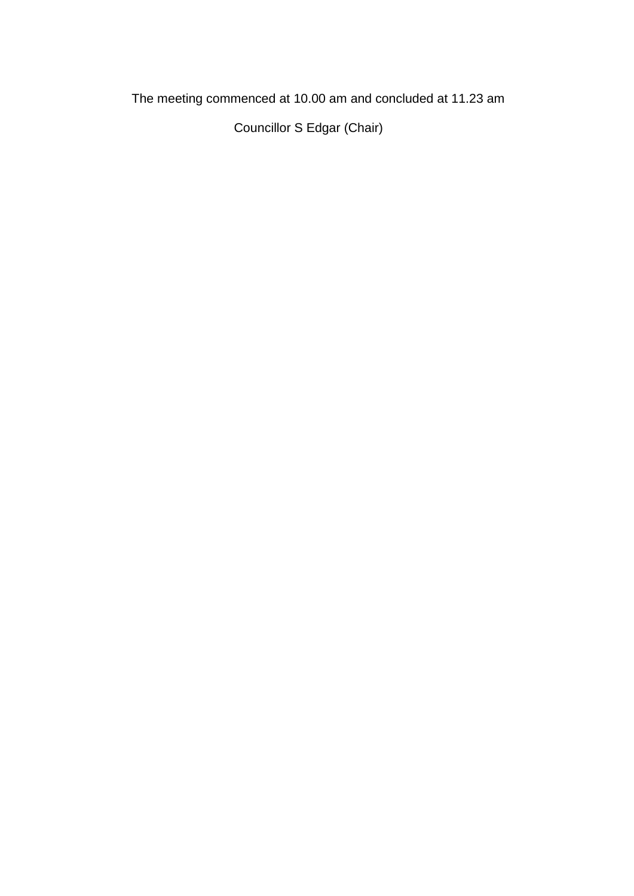The meeting commenced at 10.00 am and concluded at 11.23 am

Councillor S Edgar (Chair)